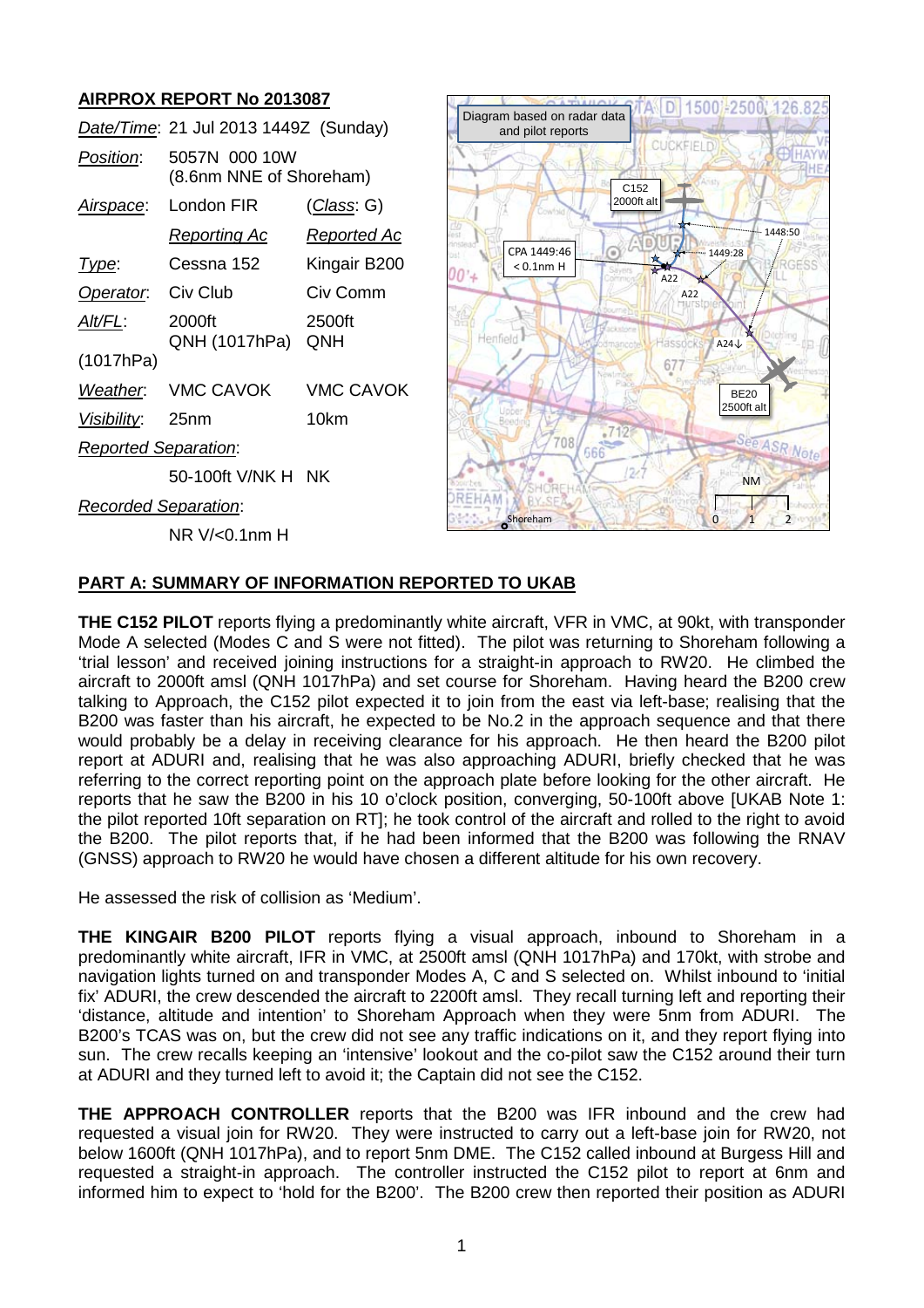## AIRPROX REPORT No 2013087

| | | |
|---|---|---|
| *Date/Time*: | 21 Jul 2013 1449Z (Sunday) | |
| *Position*: | 5057N 000 10W (8.6nm NNE of Shoreham) | |
| *Airspace*: | London FIR | (*Class*: G) |
| | *Reporting Ac* | *Reported Ac* |
| *Type*: | Cessna 152 | Kingair B200 |
| *Operator*: | Civ Club | Civ Comm |
| *Alt/FL*: | 2000ft QNH (1017hPa) | 2500ft QNH (1017hPa) |
| *Weather*: | VMC CAVOK | VMC CAVOK |
| *Visibility*: | 25nm | 10km |
| *Reported Separation*: | | |
| | 50-100ft V/NK H | NK |
| *Recorded Separation*: | | |
| | NR V/<0.1nm H | |

Diagram based on radar data and pilot reports

## PART A: SUMMARY OF INFORMATION REPORTED TO UKAB

**THE C152 PILOT** reports flying a predominantly white aircraft, VFR in VMC, at 90kt, with transponder Mode A selected (Modes C and S were not fitted). The pilot was returning to Shoreham following a 'trial lesson' and received joining instructions for a straight-in approach to RW20. He climbed the aircraft to 2000ft amsl (QNH 1017hPa) and set course for Shoreham. Having heard the B200 crew talking to Approach, the C152 pilot expected it to join from the east via left-base; realising that the B200 was faster than his aircraft, he expected to be No.2 in the approach sequence and that there would probably be a delay in receiving clearance for his approach. He then heard the B200 pilot report at ADURI and, realising that he was also approaching ADURI, briefly checked that he was referring to the correct reporting point on the approach plate before looking for the other aircraft. He reports that he saw the B200 in his 10 o'clock position, converging, 50-100ft above [UKAB Note 1: the pilot reported 10ft separation on RT]; he took control of the aircraft and rolled to the right to avoid the B200. The pilot reports that, if he had been informed that the B200 was following the RNAV (GNSS) approach to RW20 he would have chosen a different altitude for his own recovery.

He assessed the risk of collision as 'Medium'.

**THE KINGAIR B200 PILOT** reports flying a visual approach, inbound to Shoreham in a predominantly white aircraft, IFR in VMC, at 2500ft amsl (QNH 1017hPa) and 170kt, with strobe and navigation lights turned on and transponder Modes A, C and S selected on. Whilst inbound to 'initial fix' ADURI, the crew descended the aircraft to 2200ft amsl. They recall turning left and reporting their 'distance, altitude and intention' to Shoreham Approach when they were 5nm from ADURI. The B200's TCAS was on, but the crew did not see any traffic indications on it, and they report flying into sun. The crew recalls keeping an 'intensive' lookout and the co-pilot saw the C152 around their turn at ADURI and they turned left to avoid it; the Captain did not see the C152.

**THE APPROACH CONTROLLER** reports that the B200 was IFR inbound and the crew had requested a visual join for RW20. They were instructed to carry out a left-base join for RW20, not below 1600ft (QNH 1017hPa), and to report 5nm DME. The C152 called inbound at Burgess Hill and requested a straight-in approach. The controller instructed the C152 pilot to report at 6nm and informed him to expect to 'hold for the B200'. The B200 crew then reported their position as ADURI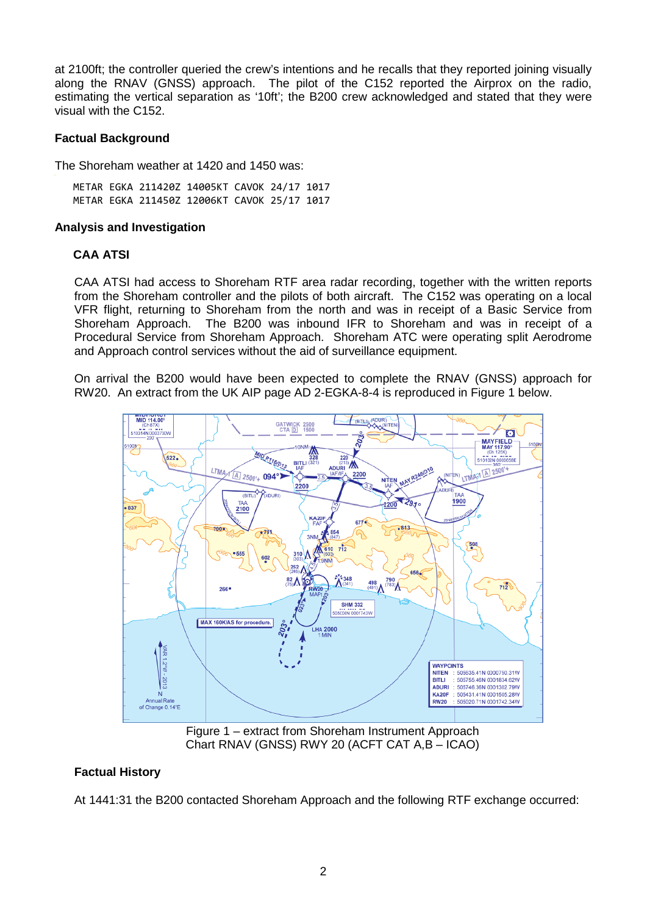at 2100ft; the controller queried the crew's intentions and he recalls that they reported joining visually along the RNAV (GNSS) approach. The pilot of the C152 reported the Airprox on the radio, estimating the vertical separation as '10ft'; the B200 crew acknowledged and stated that they were visual with the C152.

## Factual Background

The Shoreham weather at 1420 and 1450 was:

```
METAR EGKA 211420Z 14005KT CAVOK 24/17 1017
METAR EGKA 211450Z 12006KT CAVOK 25/17 1017
```

## Analysis and Investigation

### CAA ATSI

CAA ATSI had access to Shoreham RTF area radar recording, together with the written reports from the Shoreham controller and the pilots of both aircraft. The C152 was operating on a local VFR flight, returning to Shoreham from the north and was in receipt of a Basic Service from Shoreham Approach. The B200 was inbound IFR to Shoreham and was in receipt of a Procedural Service from Shoreham Approach. Shoreham ATC were operating split Aerodrome and Approach control services without the aid of surveillance equipment.

On arrival the B200 would have been expected to complete the RNAV (GNSS) approach for RW20. An extract from the UK AIP page AD 2-EGKA-8-4 is reproduced in Figure 1 below.

Figure 1 – extract from Shoreham Instrument Approach Chart RNAV (GNSS) RWY 20 (ACFT CAT A,B – ICAO)

### Factual History

At 1441:31 the B200 contacted Shoreham Approach and the following RTF exchange occurred: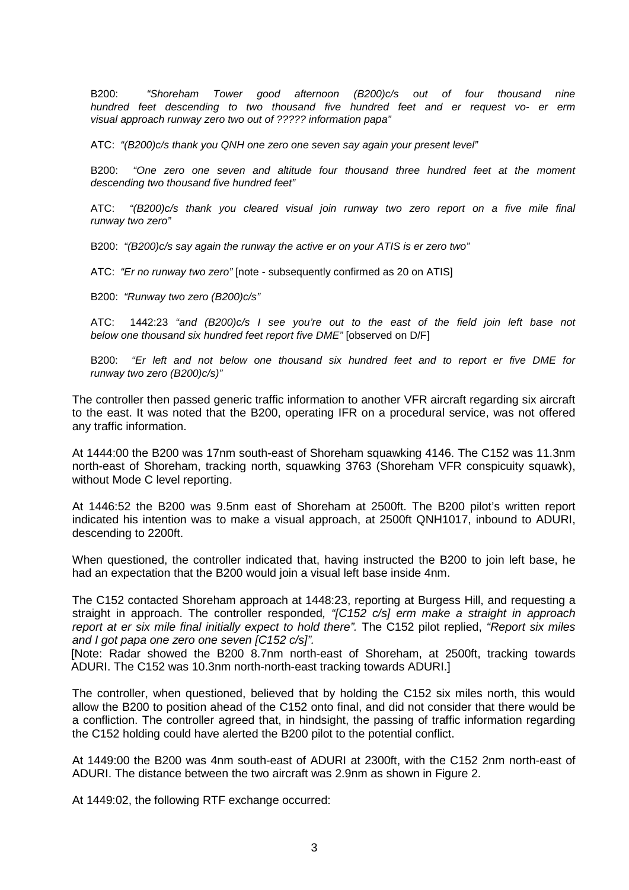B200: *"Shoreham Tower good afternoon (B200)c/s out of four thousand nine hundred feet descending to two thousand five hundred feet and er request vo- er erm visual approach runway zero two out of ????? information papa"*

ATC: *"(B200)c/s thank you QNH one zero one seven say again your present level"*

B200: *"One zero one seven and altitude four thousand three hundred feet at the moment descending two thousand five hundred feet"*

ATC: *"(B200)c/s thank you cleared visual join runway two zero report on a five mile final runway two zero"*

B200: *"(B200)c/s say again the runway the active er on your ATIS is er zero two"*

ATC: *"Er no runway two zero"* [note - subsequently confirmed as 20 on ATIS]

B200: *"Runway two zero (B200)c/s"*

ATC: 1442:23 *"and (B200)c/s I see you're out to the east of the field join left base not below one thousand six hundred feet report five DME"* [observed on D/F]

B200: *"Er left and not below one thousand six hundred feet and to report er five DME for runway two zero (B200)c/s)"*

The controller then passed generic traffic information to another VFR aircraft regarding six aircraft to the east. It was noted that the B200, operating IFR on a procedural service, was not offered any traffic information.

At 1444:00 the B200 was 17nm south-east of Shoreham squawking 4146. The C152 was 11.3nm north-east of Shoreham, tracking north, squawking 3763 (Shoreham VFR conspicuity squawk), without Mode C level reporting.

At 1446:52 the B200 was 9.5nm east of Shoreham at 2500ft. The B200 pilot's written report indicated his intention was to make a visual approach, at 2500ft QNH1017, inbound to ADURI, descending to 2200ft.

When questioned, the controller indicated that, having instructed the B200 to join left base, he had an expectation that the B200 would join a visual left base inside 4nm.

The C152 contacted Shoreham approach at 1448:23, reporting at Burgess Hill, and requesting a straight in approach. The controller responded*, "[C152 c/s] erm make a straight in approach report at er six mile final initially expect to hold there".* The C152 pilot replied, *"Report six miles and I got papa one zero one seven [C152 c/s]".*

[Note: Radar showed the B200 8.7nm north-east of Shoreham, at 2500ft, tracking towards ADURI. The C152 was 10.3nm north-north-east tracking towards ADURI.]

The controller, when questioned, believed that by holding the C152 six miles north, this would allow the B200 to position ahead of the C152 onto final, and did not consider that there would be a confliction. The controller agreed that, in hindsight, the passing of traffic information regarding the C152 holding could have alerted the B200 pilot to the potential conflict.

At 1449:00 the B200 was 4nm south-east of ADURI at 2300ft, with the C152 2nm north-east of ADURI. The distance between the two aircraft was 2.9nm as shown in Figure 2.

At 1449:02, the following RTF exchange occurred: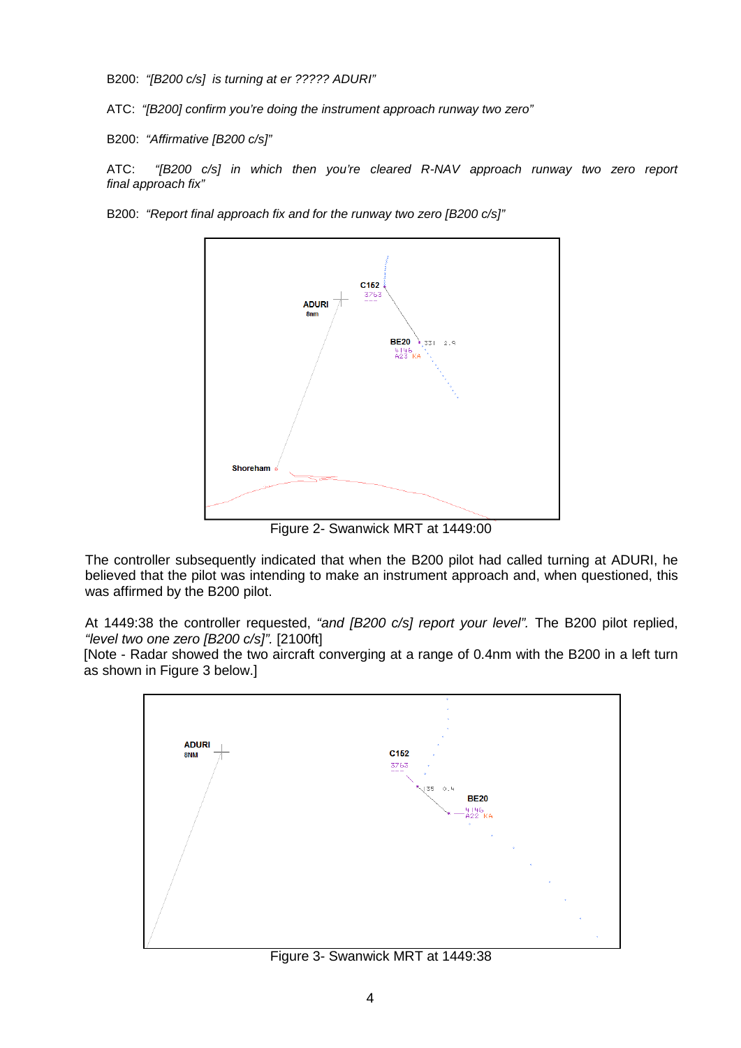B200: *"[B200 c/s] is turning at er ????? ADURI"*

ATC: *"[B200] confirm you're doing the instrument approach runway two zero"*

B200: *"Affirmative [B200 c/s]"*

ATC: *"[B200 c/s] in which then you're cleared R-NAV approach runway two zero report final approach fix"*

B200: *"Report final approach fix and for the runway two zero [B200 c/s]"*

Figure 2- Swanwick MRT at 1449:00

The controller subsequently indicated that when the B200 pilot had called turning at ADURI, he believed that the pilot was intending to make an instrument approach and, when questioned, this was affirmed by the B200 pilot.

At 1449:38 the controller requested, *"and [B200 c/s] report your level".* The B200 pilot replied, *"level two one zero [B200 c/s]".* [2100ft]
[Note - Radar showed the two aircraft converging at a range of 0.4nm with the B200 in a left turn as shown in Figure 3 below.]

Figure 3- Swanwick MRT at 1449:38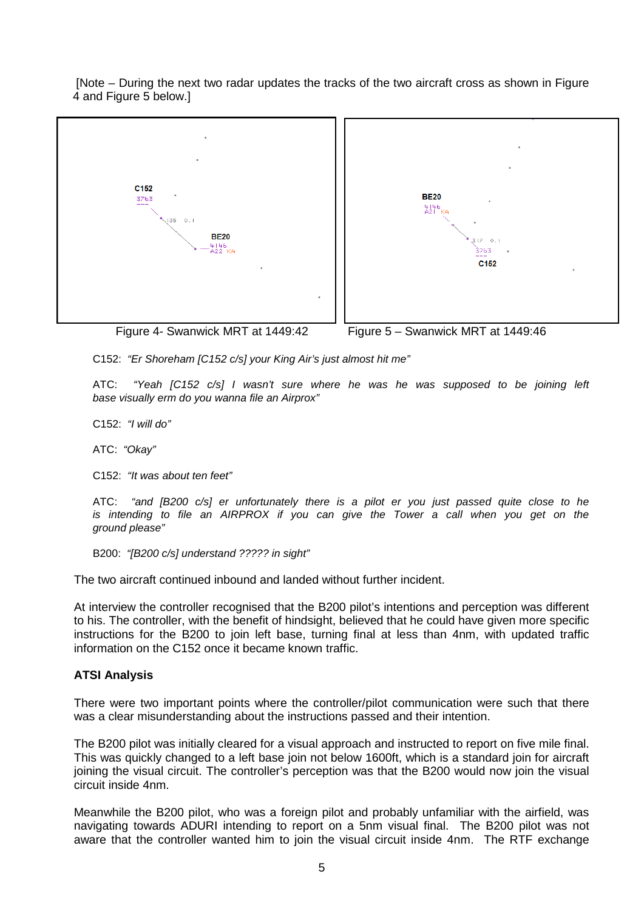[Note – During the next two radar updates the tracks of the two aircraft cross as shown in Figure 4 and Figure 5 below.]

Figure 4- Swanwick MRT at 1449:42

Figure 5 – Swanwick MRT at 1449:46

C152: *"Er Shoreham [C152 c/s] your King Air's just almost hit me"*

ATC: *"Yeah [C152 c/s] I wasn't sure where he was he was supposed to be joining left base visually erm do you wanna file an Airprox"*

C152: *"I will do"*

ATC: *"Okay"*

C152: *"It was about ten feet"*

ATC: *"and [B200 c/s] er unfortunately there is a pilot er you just passed quite close to he is intending to file an AIRPROX if you can give the Tower a call when you get on the ground please"*

B200: *"[B200 c/s] understand ????? in sight"*

The two aircraft continued inbound and landed without further incident.

At interview the controller recognised that the B200 pilot's intentions and perception was different to his. The controller, with the benefit of hindsight, believed that he could have given more specific instructions for the B200 to join left base, turning final at less than 4nm, with updated traffic information on the C152 once it became known traffic.

**ATSI Analysis**

There were two important points where the controller/pilot communication were such that there was a clear misunderstanding about the instructions passed and their intention.

The B200 pilot was initially cleared for a visual approach and instructed to report on five mile final. This was quickly changed to a left base join not below 1600ft, which is a standard join for aircraft joining the visual circuit. The controller's perception was that the B200 would now join the visual circuit inside 4nm.

Meanwhile the B200 pilot, who was a foreign pilot and probably unfamiliar with the airfield, was navigating towards ADURI intending to report on a 5nm visual final. The B200 pilot was not aware that the controller wanted him to join the visual circuit inside 4nm. The RTF exchange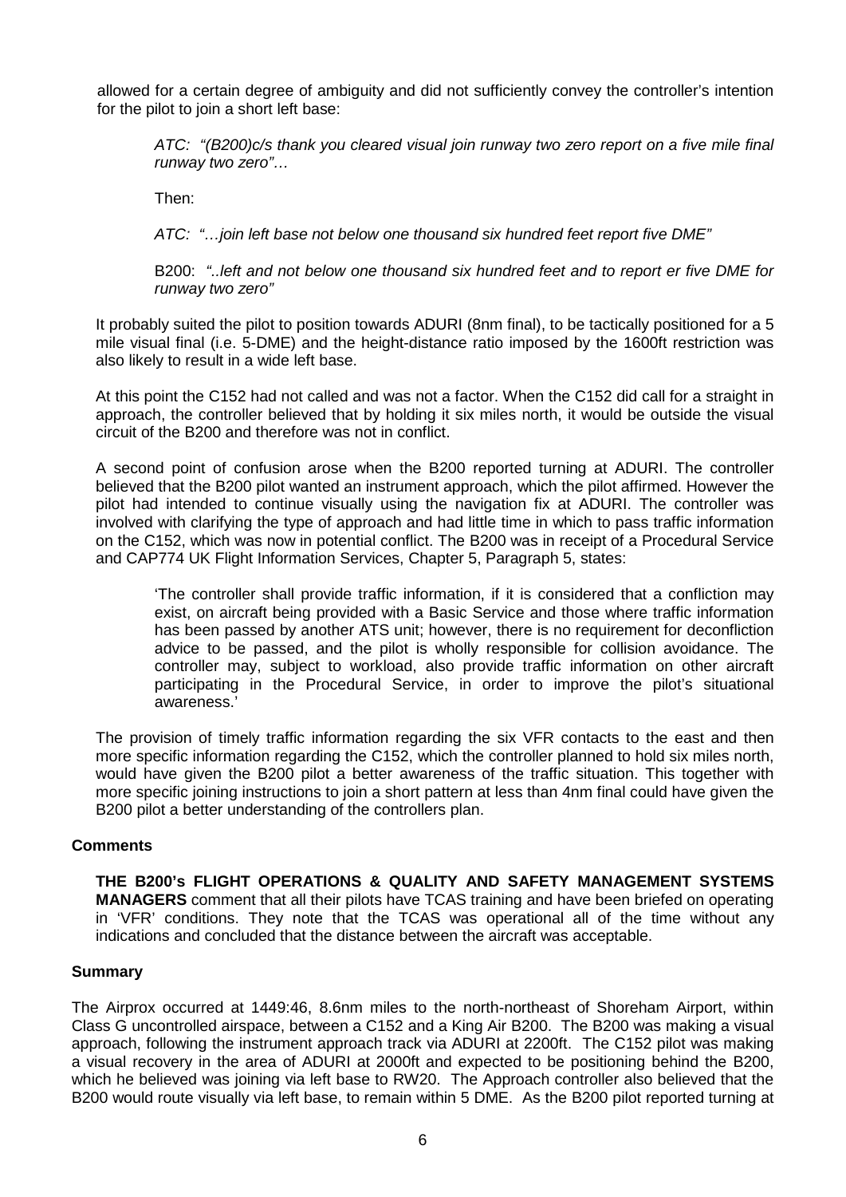allowed for a certain degree of ambiguity and did not sufficiently convey the controller's intention for the pilot to join a short left base:

> *ATC: "(B200)c/s thank you cleared visual join runway two zero report on a five mile final runway two zero"…*
>
> Then:
>
> *ATC: "…join left base not below one thousand six hundred feet report five DME"*
>
> B200: *"..left and not below one thousand six hundred feet and to report er five DME for runway two zero"*

It probably suited the pilot to position towards ADURI (8nm final), to be tactically positioned for a 5 mile visual final (i.e. 5-DME) and the height-distance ratio imposed by the 1600ft restriction was also likely to result in a wide left base.

At this point the C152 had not called and was not a factor. When the C152 did call for a straight in approach, the controller believed that by holding it six miles north, it would be outside the visual circuit of the B200 and therefore was not in conflict.

A second point of confusion arose when the B200 reported turning at ADURI. The controller believed that the B200 pilot wanted an instrument approach, which the pilot affirmed. However the pilot had intended to continue visually using the navigation fix at ADURI. The controller was involved with clarifying the type of approach and had little time in which to pass traffic information on the C152, which was now in potential conflict. The B200 was in receipt of a Procedural Service and CAP774 UK Flight Information Services, Chapter 5, Paragraph 5, states:

> 'The controller shall provide traffic information, if it is considered that a confliction may exist, on aircraft being provided with a Basic Service and those where traffic information has been passed by another ATS unit; however, there is no requirement for deconfliction advice to be passed, and the pilot is wholly responsible for collision avoidance. The controller may, subject to workload, also provide traffic information on other aircraft participating in the Procedural Service, in order to improve the pilot's situational awareness.'

The provision of timely traffic information regarding the six VFR contacts to the east and then more specific information regarding the C152, which the controller planned to hold six miles north, would have given the B200 pilot a better awareness of the traffic situation. This together with more specific joining instructions to join a short pattern at less than 4nm final could have given the B200 pilot a better understanding of the controllers plan.

## Comments

**THE B200's FLIGHT OPERATIONS & QUALITY AND SAFETY MANAGEMENT SYSTEMS MANAGERS** comment that all their pilots have TCAS training and have been briefed on operating in 'VFR' conditions. They note that the TCAS was operational all of the time without any indications and concluded that the distance between the aircraft was acceptable.

## Summary

The Airprox occurred at 1449:46, 8.6nm miles to the north-northeast of Shoreham Airport, within Class G uncontrolled airspace, between a C152 and a King Air B200. The B200 was making a visual approach, following the instrument approach track via ADURI at 2200ft. The C152 pilot was making a visual recovery in the area of ADURI at 2000ft and expected to be positioning behind the B200, which he believed was joining via left base to RW20. The Approach controller also believed that the B200 would route visually via left base, to remain within 5 DME. As the B200 pilot reported turning at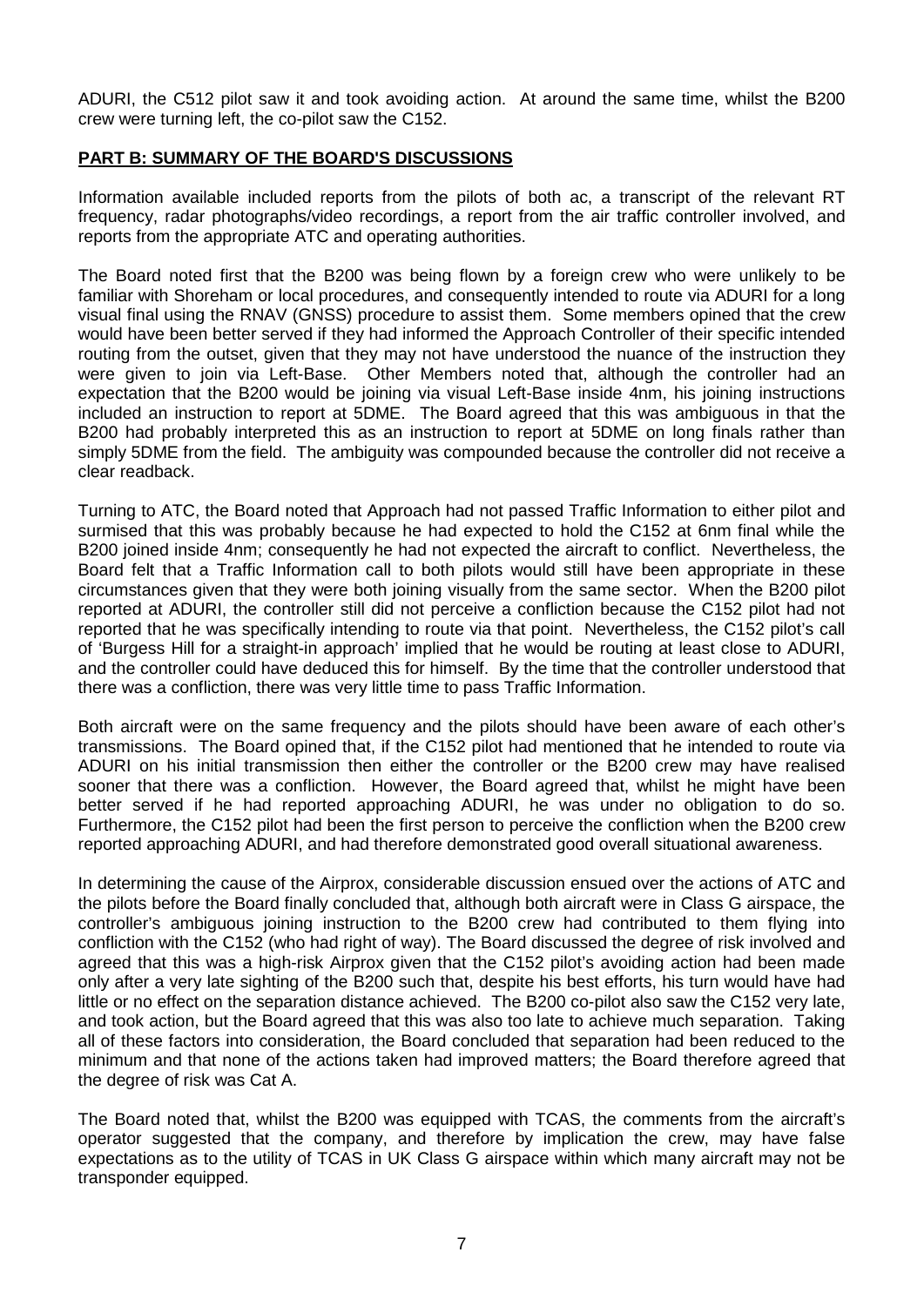ADURI, the C512 pilot saw it and took avoiding action. At around the same time, whilst the B200 crew were turning left, the co-pilot saw the C152.

## PART B: SUMMARY OF THE BOARD'S DISCUSSIONS

Information available included reports from the pilots of both ac, a transcript of the relevant RT frequency, radar photographs/video recordings, a report from the air traffic controller involved, and reports from the appropriate ATC and operating authorities.

The Board noted first that the B200 was being flown by a foreign crew who were unlikely to be familiar with Shoreham or local procedures, and consequently intended to route via ADURI for a long visual final using the RNAV (GNSS) procedure to assist them. Some members opined that the crew would have been better served if they had informed the Approach Controller of their specific intended routing from the outset, given that they may not have understood the nuance of the instruction they were given to join via Left-Base. Other Members noted that, although the controller had an expectation that the B200 would be joining via visual Left-Base inside 4nm, his joining instructions included an instruction to report at 5DME. The Board agreed that this was ambiguous in that the B200 had probably interpreted this as an instruction to report at 5DME on long finals rather than simply 5DME from the field. The ambiguity was compounded because the controller did not receive a clear readback.

Turning to ATC, the Board noted that Approach had not passed Traffic Information to either pilot and surmised that this was probably because he had expected to hold the C152 at 6nm final while the B200 joined inside 4nm; consequently he had not expected the aircraft to conflict. Nevertheless, the Board felt that a Traffic Information call to both pilots would still have been appropriate in these circumstances given that they were both joining visually from the same sector. When the B200 pilot reported at ADURI, the controller still did not perceive a confliction because the C152 pilot had not reported that he was specifically intending to route via that point. Nevertheless, the C152 pilot's call of 'Burgess Hill for a straight-in approach' implied that he would be routing at least close to ADURI, and the controller could have deduced this for himself. By the time that the controller understood that there was a confliction, there was very little time to pass Traffic Information.

Both aircraft were on the same frequency and the pilots should have been aware of each other's transmissions. The Board opined that, if the C152 pilot had mentioned that he intended to route via ADURI on his initial transmission then either the controller or the B200 crew may have realised sooner that there was a confliction. However, the Board agreed that, whilst he might have been better served if he had reported approaching ADURI, he was under no obligation to do so. Furthermore, the C152 pilot had been the first person to perceive the confliction when the B200 crew reported approaching ADURI, and had therefore demonstrated good overall situational awareness.

In determining the cause of the Airprox, considerable discussion ensued over the actions of ATC and the pilots before the Board finally concluded that, although both aircraft were in Class G airspace, the controller's ambiguous joining instruction to the B200 crew had contributed to them flying into confliction with the C152 (who had right of way). The Board discussed the degree of risk involved and agreed that this was a high-risk Airprox given that the C152 pilot's avoiding action had been made only after a very late sighting of the B200 such that, despite his best efforts, his turn would have had little or no effect on the separation distance achieved. The B200 co-pilot also saw the C152 very late, and took action, but the Board agreed that this was also too late to achieve much separation. Taking all of these factors into consideration, the Board concluded that separation had been reduced to the minimum and that none of the actions taken had improved matters; the Board therefore agreed that the degree of risk was Cat A.

The Board noted that, whilst the B200 was equipped with TCAS, the comments from the aircraft's operator suggested that the company, and therefore by implication the crew, may have false expectations as to the utility of TCAS in UK Class G airspace within which many aircraft may not be transponder equipped.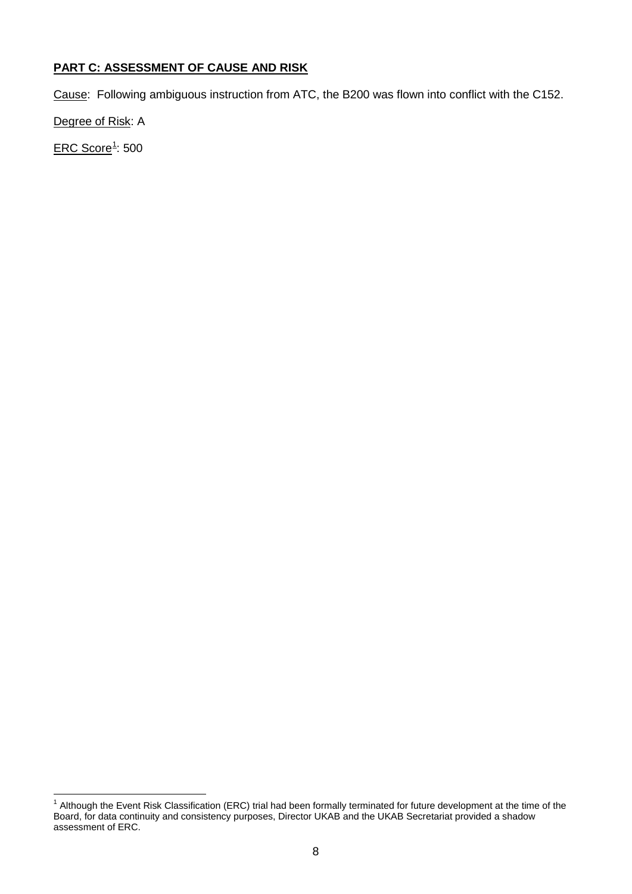**PART C: ASSESSMENT OF CAUSE AND RISK**

Cause: Following ambiguous instruction from ATC, the B200 was flown into conflict with the C152.

Degree of Risk: A

ERC Score[1]: 500

[1] Although the Event Risk Classification (ERC) trial had been formally terminated for future development at the time of the Board, for data continuity and consistency purposes, Director UKAB and the UKAB Secretariat provided a shadow assessment of ERC.